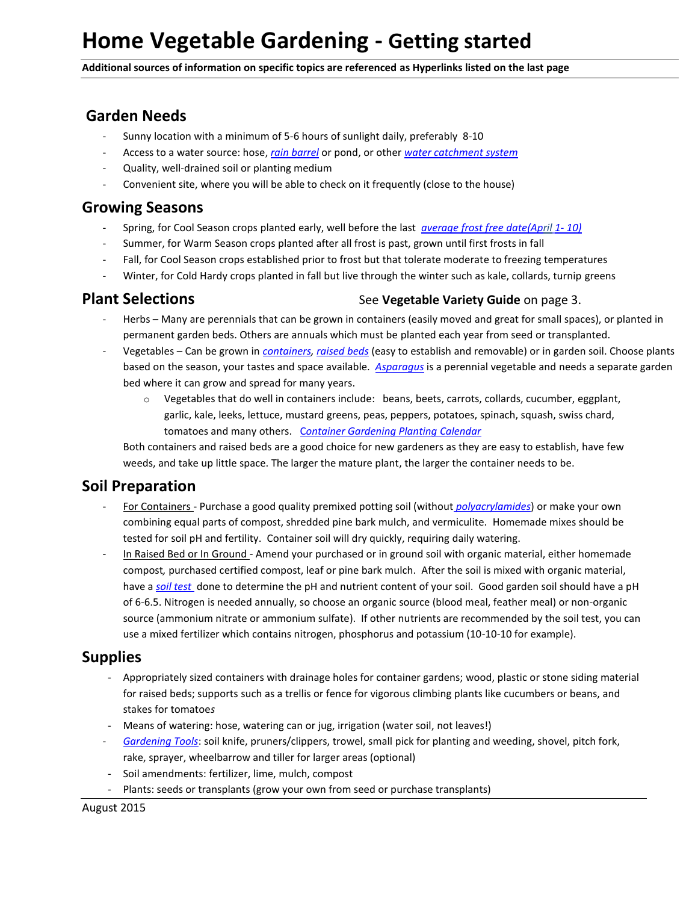# Home Vegetable Gardening - Getting started

**Additional sources of information on specific topics are referenced as Hyperlinks listed on the last page**

## Garden Needs

- Sunny location with a minimum of 5-6 hours of sunlight daily, preferably 8-10
- Access to a water source: hose, *rain barrel* or pond, or other *water catchment system*
- Quality, well-drained soil or planting medium
- Convenient site, where you will be able to check on it frequently (close to the house)

## Growing Seasons

- Spring, for Cool Season crops planted early, well before the last *average frost free date(April 1- 10)*
- Summer, for Warm Season crops planted after all frost is past, grown until first frosts in fall
- Fall, for Cool Season crops established prior to frost but that tolerate moderate to freezing temperatures
- Winter, for Cold Hardy crops planted in fall but live through the winter such as kale, collards, turnip greens

## Plant Selections

See **Vegetable Variety Guide** on page 3.

- Herbs – Many are perennials that can be grown in containers (easily moved and great for small spaces), or planted in permanent garden beds. Others are annuals which must be planted each year from seed or transplanted.
- Vegetables – Can be grown in *containers*, *raised beds* (easy to establish and removable) or in garden soil. Choose plants based on the season, your tastes and space available. *Asparagus* is a perennial vegetable and needs a separate garden bed where it can grow and spread for many years.
    - Vegetables that do well in containers include: beans, beets, carrots, collards, cucumber, eggplant, garlic, kale, leeks, lettuce, mustard greens, peas, peppers, potatoes, spinach, squash, swiss chard, tomatoes and many others. *Container Gardening Planting Calendar*

  Both containers and raised beds are a good choice for new gardeners as they are easy to establish, have few weeds, and take up little space. The larger the mature plant, the larger the container needs to be.

## Soil Preparation

- For Containers - Purchase a good quality premixed potting soil (without *polyacrylamides*) or make your own combining equal parts of compost, shredded pine bark mulch, and vermiculite. Homemade mixes should be tested for soil pH and fertility. Container soil will dry quickly, requiring daily watering.
- In Raised Bed or In Ground - Amend your purchased or in ground soil with organic material, either homemade compost, purchased certified compost, leaf or pine bark mulch. After the soil is mixed with organic material, have a *soil test* done to determine the pH and nutrient content of your soil. Good garden soil should have a pH of 6-6.5. Nitrogen is needed annually, so choose an organic source (blood meal, feather meal) or non-organic source (ammonium nitrate or ammonium sulfate). If other nutrients are recommended by the soil test, you can use a mixed fertilizer which contains nitrogen, phosphorus and potassium (10-10-10 for example).

## Supplies

- Appropriately sized containers with drainage holes for container gardens; wood, plastic or stone siding material for raised beds; supports such as a trellis or fence for vigorous climbing plants like cucumbers or beans, and stakes for tomatoes
- Means of watering: hose, watering can or jug, irrigation (water soil, not leaves!)
- *Gardening Tools*: soil knife, pruners/clippers, trowel, small pick for planting and weeding, shovel, pitch fork, rake, sprayer, wheelbarrow and tiller for larger areas (optional)
- Soil amendments: fertilizer, lime, mulch, compost
- Plants: seeds or transplants (grow your own from seed or purchase transplants)

August 2015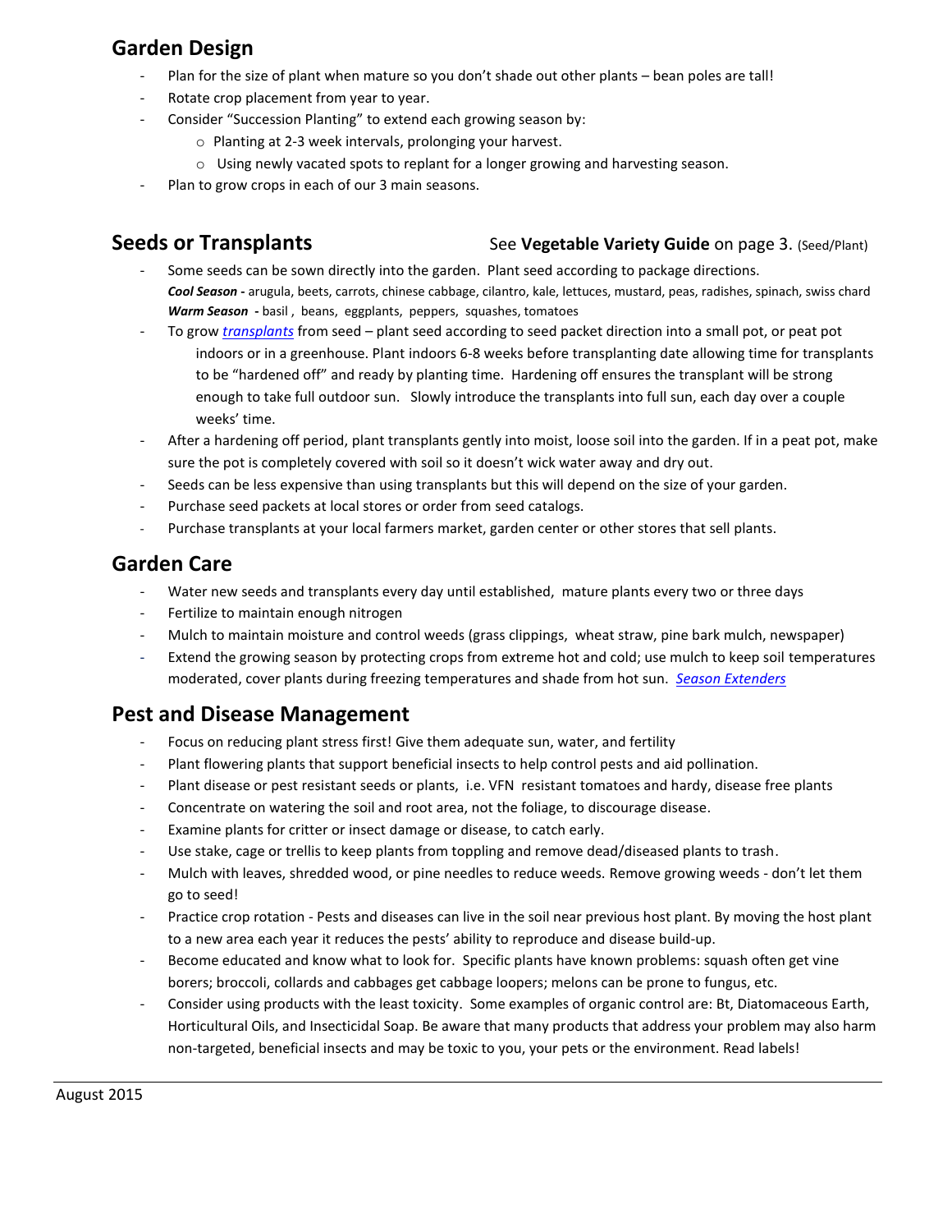## Garden Design

- Plan for the size of plant when mature so you don't shade out other plants – bean poles are tall!
- Rotate crop placement from year to year.
- Consider "Succession Planting" to extend each growing season by:
  - Planting at 2-3 week intervals, prolonging your harvest.
  - Using newly vacated spots to replant for a longer growing and harvesting season.
- Plan to grow crops in each of our 3 main seasons.

## Seeds or Transplants

See **Vegetable Variety Guide** on page 3. (Seed/Plant)

- Some seeds can be sown directly into the garden. Plant seed according to package directions.
  ***Cool Season*** **-** arugula, beets, carrots, chinese cabbage, cilantro, kale, lettuces, mustard, peas, radishes, spinach, swiss chard
  ***Warm Season*** **-** basil , beans, eggplants, peppers, squashes, tomatoes
- To grow *transplants* from seed – plant seed according to seed packet direction into a small pot, or peat pot indoors or in a greenhouse. Plant indoors 6-8 weeks before transplanting date allowing time for transplants to be "hardened off" and ready by planting time. Hardening off ensures the transplant will be strong enough to take full outdoor sun. Slowly introduce the transplants into full sun, each day over a couple weeks' time.
- After a hardening off period, plant transplants gently into moist, loose soil into the garden. If in a peat pot, make sure the pot is completely covered with soil so it doesn't wick water away and dry out.
- Seeds can be less expensive than using transplants but this will depend on the size of your garden.
- Purchase seed packets at local stores or order from seed catalogs.
- Purchase transplants at your local farmers market, garden center or other stores that sell plants.

## Garden Care

- Water new seeds and transplants every day until established, mature plants every two or three days
- Fertilize to maintain enough nitrogen
- Mulch to maintain moisture and control weeds (grass clippings, wheat straw, pine bark mulch, newspaper)
- Extend the growing season by protecting crops from extreme hot and cold; use mulch to keep soil temperatures moderated, cover plants during freezing temperatures and shade from hot sun. *Season Extenders*

## Pest and Disease Management

- Focus on reducing plant stress first! Give them adequate sun, water, and fertility
- Plant flowering plants that support beneficial insects to help control pests and aid pollination.
- Plant disease or pest resistant seeds or plants, i.e. VFN resistant tomatoes and hardy, disease free plants
- Concentrate on watering the soil and root area, not the foliage, to discourage disease.
- Examine plants for critter or insect damage or disease, to catch early.
- Use stake, cage or trellis to keep plants from toppling and remove dead/diseased plants to trash.
- Mulch with leaves, shredded wood, or pine needles to reduce weeds. Remove growing weeds - don't let them go to seed!
- Practice crop rotation - Pests and diseases can live in the soil near previous host plant. By moving the host plant to a new area each year it reduces the pests' ability to reproduce and disease build-up.
- Become educated and know what to look for. Specific plants have known problems: squash often get vine borers; broccoli, collards and cabbages get cabbage loopers; melons can be prone to fungus, etc.
- Consider using products with the least toxicity. Some examples of organic control are: Bt, Diatomaceous Earth, Horticultural Oils, and Insecticidal Soap. Be aware that many products that address your problem may also harm non-targeted, beneficial insects and may be toxic to you, your pets or the environment. Read labels!

August 2015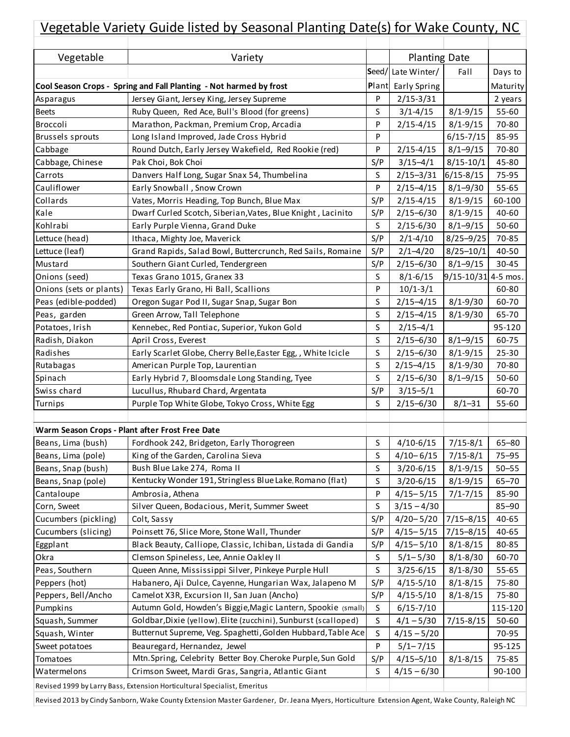# Vegetable Variety Guide listed by Seasonal Planting Date(s) for Wake County, NC

| Vegetable | Variety | | Planting Date | | |
|---|---|---|---|---|---|
| | | Seed/ | Late Winter/ | Fall | Days to |
| **Cool Season Crops - Spring and Fall Planting - Not harmed by frost** | | Plant | Early Spring | | Maturity |
| Asparagus | Jersey Giant, Jersey King, Jersey Supreme | P | 2/15-3/31 | | 2 years |
| Beets | Ruby Queen, Red Ace, Bull's Blood (for greens) | S | 3/1-4/15 | 8/1-9/15 | 55-60 |
| Broccoli | Marathon, Packman, Premium Crop, Arcadia | P | 2/15-4/15 | 8/1-9/15 | 70-80 |
| Brussels sprouts | Long Island Improved, Jade Cross Hybrid | P | | 6/15-7/15 | 85-95 |
| Cabbage | Round Dutch, Early Jersey Wakefield, Red Rookie (red) | P | 2/15-4/15 | 8/1–9/15 | 70-80 |
| Cabbage, Chinese | Pak Choi, Bok Choi | S/P | 3/15–4/1 | 8/15-10/1 | 45-80 |
| Carrots | Danvers Half Long, Sugar Snax 54, Thumbelina | S | 2/15–3/31 | 6/15-8/15 | 75-95 |
| Cauliflower | Early Snowball , Snow Crown | P | 2/15–4/15 | 8/1–9/30 | 55-65 |
| Collards | Vates, Morris Heading, Top Bunch, Blue Max | S/P | 2/15-4/15 | 8/1-9/15 | 60-100 |
| Kale | Dwarf Curled Scotch, Siberian,Vates, Blue Knight , Lacinito | S/P | 2/15–6/30 | 8/1-9/15 | 40-60 |
| Kohlrabi | Early Purple Vienna, Grand Duke | S | 2/15-6/30 | 8/1–9/15 | 50-60 |
| Lettuce (head) | Ithaca, Mighty Joe, Maverick | S/P | 2/1-4/10 | 8/25–9/25 | 70-85 |
| Lettuce (leaf) | Grand Rapids, Salad Bowl, Buttercrunch, Red Sails, Romaine | S/P | 2/1–4/20 | 8/25–10/1 | 40-50 |
| Mustard | Southern Giant Curled, Tendergreen | S/P | 2/15–6/30 | 8/1–9/15 | 30-45 |
| Onions (seed) | Texas Grano 1015, Granex 33 | S | 8/1-6/15 | 9/15-10/31 | 4-5 mos. |
| Onions (sets or plants) | Texas Early Grano, Hi Ball, Scallions | P | 10/1-3/1 | | 60-80 |
| Peas (edible-podded) | Oregon Sugar Pod II, Sugar Snap, Sugar Bon | S | 2/15–4/15 | 8/1-9/30 | 60-70 |
| Peas, garden | Green Arrow, Tall Telephone | S | 2/15–4/15 | 8/1-9/30 | 65-70 |
| Potatoes, Irish | Kennebec, Red Pontiac, Superior, Yukon Gold | S | 2/15–4/1 | | 95-120 |
| Radish, Diakon | April Cross, Everest | S | 2/15–6/30 | 8/1–9/15 | 60-75 |
| Radishes | Early Scarlet Globe, Cherry Belle,Easter Egg, , White Icicle | S | 2/15–6/30 | 8/1-9/15 | 25-30 |
| Rutabagas | American Purple Top, Laurentian | S | 2/15–4/15 | 8/1-9/30 | 70-80 |
| Spinach | Early Hybrid 7, Bloomsdale Long Standing, Tyee | S | 2/15–6/30 | 8/1–9/15 | 50-60 |
| Swiss chard | Lucullus, Rhubard Chard, Argentata | S/P | 3/15–5/1 | | 60-70 |
| Turnips | Purple Top White Globe, Tokyo Cross, White Egg | S | 2/15–6/30 | 8/1–31 | 55-60 |
| | | | | | |
| **Warm Season Crops - Plant after Frost Free Date** | | | | | |
| Beans, Lima (bush) | Fordhook 242, Bridgeton, Early Thorogreen | S | 4/10-6/15 | 7/15-8/1 | 65–80 |
| Beans, Lima (pole) | King of the Garden, Carolina Sieva | S | 4/10– 6/15 | 7/15-8/1 | 75–95 |
| Beans, Snap (bush) | Bush Blue Lake 274, Roma II | S | 3/20-6/15 | 8/1-9/15 | 50–55 |
| Beans, Snap (pole) | Kentucky Wonder 191, Stringless Blue Lake, Romano (flat) | S | 3/20-6/15 | 8/1-9/15 | 65–70 |
| Cantaloupe | Ambrosia, Athena | P | 4/15– 5/15 | 7/1-7/15 | 85-90 |
| Corn, Sweet | Silver Queen, Bodacious, Merit, Summer Sweet | S | 3/15 – 4/30 | | 85–90 |
| Cucumbers (pickling) | Colt, Sassy | S/P | 4/20– 5/20 | 7/15–8/15 | 40-65 |
| Cucumbers (slicing) | Poinsett 76, Slice More, Stone Wall, Thunder | S/P | 4/15– 5/15 | 7/15–8/15 | 40-65 |
| Eggplant | Black Beauty, Calliope, Classic, Ichiban, Listada di Gandia | S/P | 4/15– 5/10 | 8/1-8/15 | 80-85 |
| Okra | Clemson Spineless, Lee, Annie Oakley II | S | 5/1– 5/30 | 8/1-8/30 | 60-70 |
| Peas, Southern | Queen Anne, Mississippi Silver, Pinkeye Purple Hull | S | 3/25-6/15 | 8/1-8/30 | 55-65 |
| Peppers (hot) | Habanero, Aji Dulce, Cayenne, Hungarian Wax, Jalapeno M | S/P | 4/15-5/10 | 8/1-8/15 | 75-80 |
| Peppers, Bell/Ancho | Camelot X3R, Excursion II, San Juan (Ancho) | S/P | 4/15-5/10 | 8/1-8/15 | 75-80 |
| Pumpkins | Autumn Gold, Howden's Biggie,Magic Lantern, Spookie (small) | S | 6/15-7/10 | | 115-120 |
| Squash, Summer | Goldbar,Dixie (yellow), Elite (zucchini), Sunburst (scalloped) | S | 4/1 – 5/30 | 7/15-8/15 | 50-60 |
| Squash, Winter | Butternut Supreme, Veg. Spaghetti, Golden Hubbard,Table Ace | S | 4/15 – 5/20 | | 70-95 |
| Sweet potatoes | Beauregard, Hernandez, Jewel | P | 5/1– 7/15 | | 95-125 |
| Tomatoes | Mtn.Spring, Celebrity Better Boy, Cheroke Purple, Sun Gold | S/P | 4/15–5/10 | 8/1-8/15 | 75-85 |
| Watermelons | Crimson Sweet, Mardi Gras, Sangria, Atlantic Giant | S | 4/15 – 6/30 | | 90-100 |

Revised 1999 by Larry Bass, Extension Horticultural Specialist, Emeritus

Revised 2013 by Cindy Sanborn, Wake County Extension Master Gardener, Dr. Jeana Myers, Horticulture Extension Agent, Wake County, Raleigh NC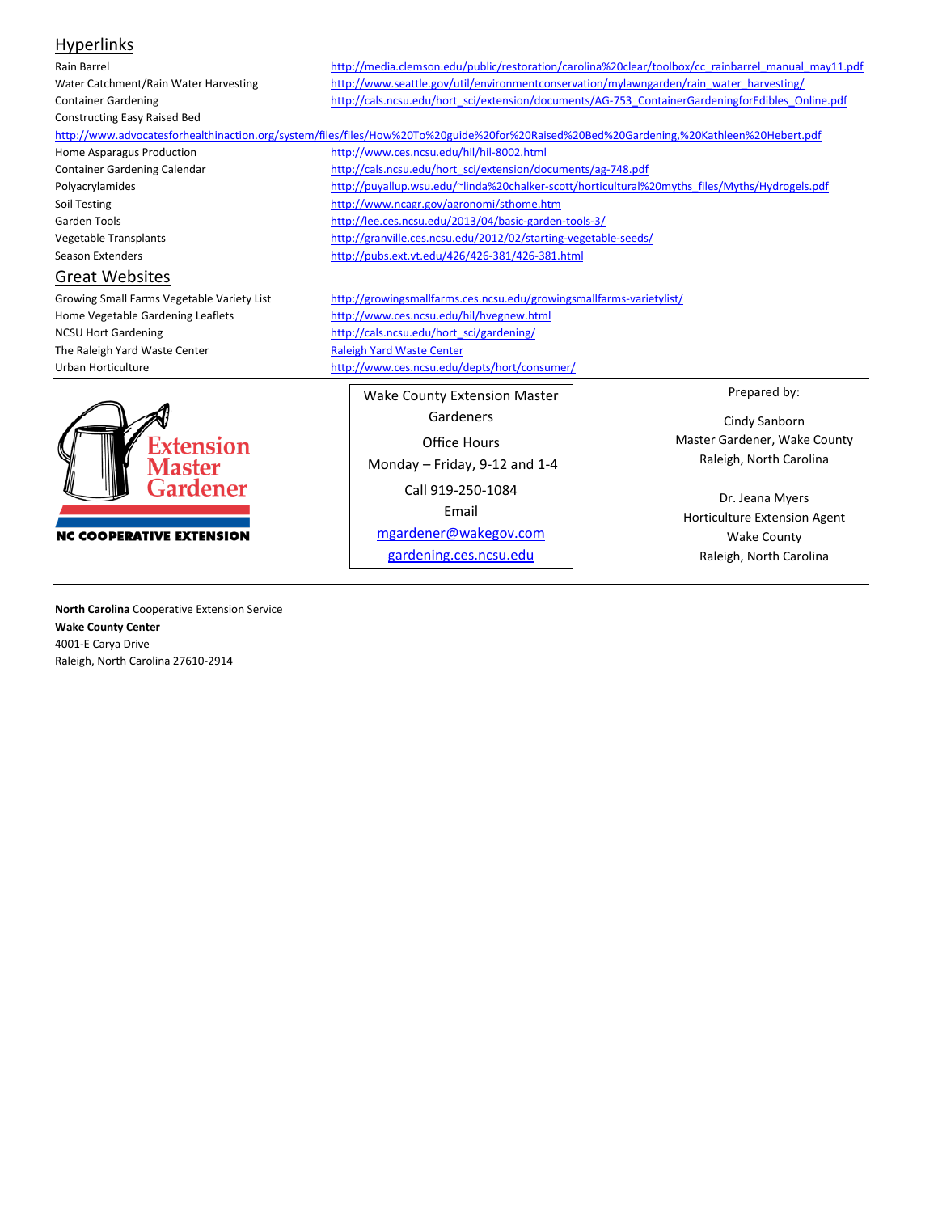## Hyperlinks

| | |
|---|---|
| Rain Barrel | http://media.clemson.edu/public/restoration/carolina%20clear/toolbox/cc_rainbarrel_manual_may11.pdf |
| Water Catchment/Rain Water Harvesting | http://www.seattle.gov/util/environmentconservation/mylawngarden/rain_water_harvesting/ |
| Container Gardening | http://cals.ncsu.edu/hort_sci/extension/documents/AG-753_ContainerGardeningforEdibles_Online.pdf |
| Constructing Easy Raised Bed | http://www.advocatesforhealthinaction.org/system/files/files/How%20To%20guide%20for%20Raised%20Bed%20Gardening,%20Kathleen%20Hebert.pdf |
| Home Asparagus Production | http://www.ces.ncsu.edu/hil/hil-8002.html |
| Container Gardening Calendar | http://cals.ncsu.edu/hort_sci/extension/documents/ag-748.pdf |
| Polyacrylamides | http://puyallup.wsu.edu/~linda%20chalker-scott/horticultural%20myths_files/Myths/Hydrogels.pdf |
| Soil Testing | http://www.ncagr.gov/agronomi/sthome.htm |
| Garden Tools | http://lee.ces.ncsu.edu/2013/04/basic-garden-tools-3/ |
| Vegetable Transplants | http://granville.ces.ncsu.edu/2012/02/starting-vegetable-seeds/ |
| Season Extenders | http://pubs.ext.vt.edu/426/426-381/426-381.html |

## Great Websites

| | |
|---|---|
| Growing Small Farms Vegetable Variety List | http://growingsmallfarms.ces.ncsu.edu/growingsmallfarms-varietylist/ |
| Home Vegetable Gardening Leaflets | http://www.ces.ncsu.edu/hil/hvegnew.html |
| NCSU Hort Gardening | http://cals.ncsu.edu/hort_sci/gardening/ |
| The Raleigh Yard Waste Center | Raleigh Yard Waste Center |
| Urban Horticulture | http://www.ces.ncsu.edu/depts/hort/consumer/ |

Extension Master Gardener

NC COOPERATIVE EXTENSION

Wake County Extension Master Gardeners

Office Hours

Monday – Friday, 9-12 and 1-4

Call 919-250-1084

Email

mgardener@wakegov.com

gardening.ces.ncsu.edu

Prepared by:

Cindy Sanborn
Master Gardener, Wake County
Raleigh, North Carolina

Dr. Jeana Myers
Horticulture Extension Agent
Wake County
Raleigh, North Carolina

**North Carolina** Cooperative Extension Service
**Wake County Center**
4001-E Carya Drive
Raleigh, North Carolina 27610-2914